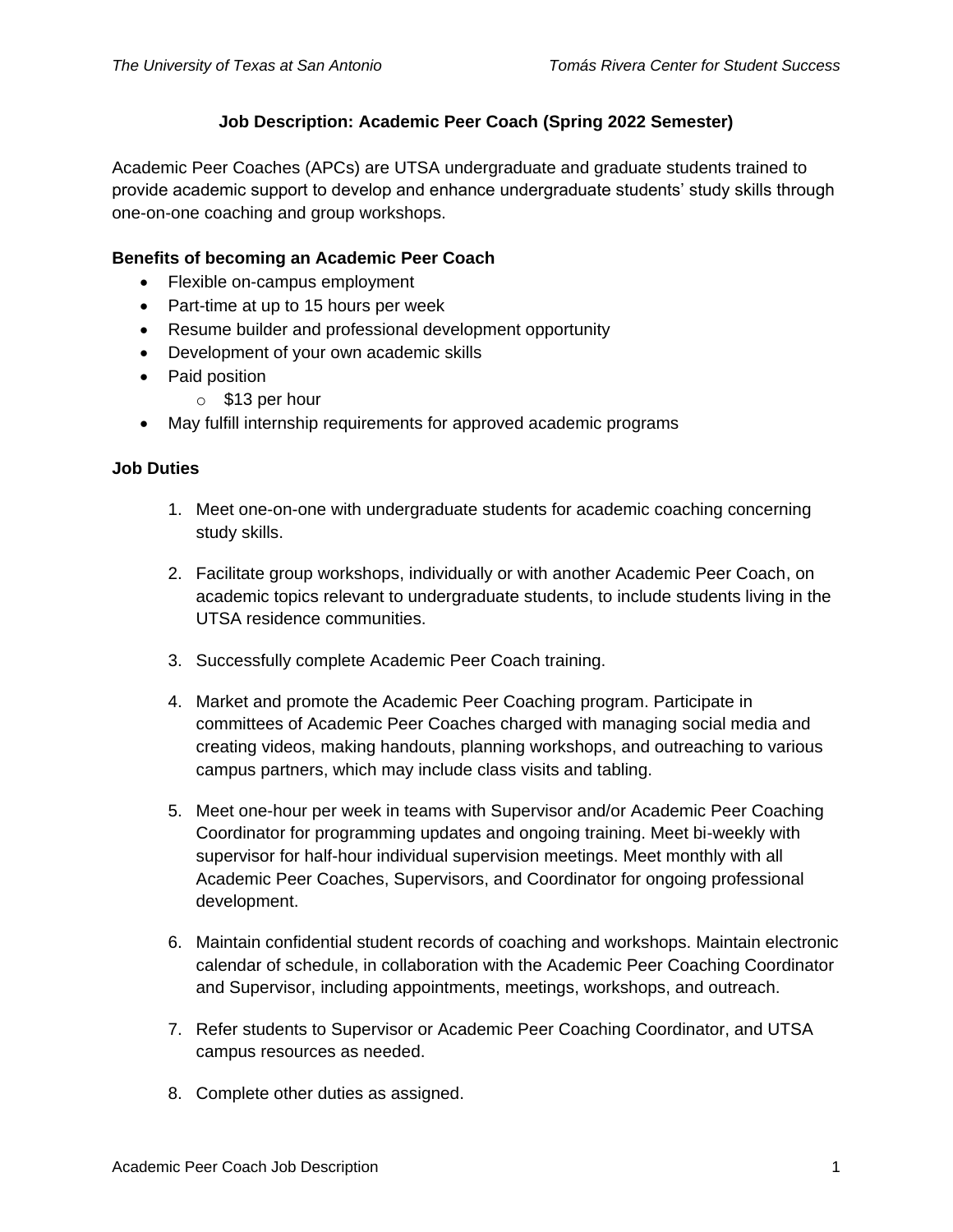# Job Description: Academic Peer Coach (Spring 2022 Semester)

Academic Peer Coaches (APCs) are UTSA undergraduate and graduate students trained to provide academic support to develop and enhance undergraduate students' study skills through one-on-one coaching and group workshops.

### Benefits of becoming an Academic Peer Coach

- Flexible on-campus employment
- Part-time at up to 15 hours per week
- Resume builder and professional development opportunity
- Development of your own academic skills
- Paid position
  - $13 per hour
- May fulfill internship requirements for approved academic programs

### Job Duties

1. Meet one-on-one with undergraduate students for academic coaching concerning study skills.

2. Facilitate group workshops, individually or with another Academic Peer Coach, on academic topics relevant to undergraduate students, to include students living in the UTSA residence communities.

3. Successfully complete Academic Peer Coach training.

4. Market and promote the Academic Peer Coaching program. Participate in committees of Academic Peer Coaches charged with managing social media and creating videos, making handouts, planning workshops, and outreaching to various campus partners, which may include class visits and tabling.

5. Meet one-hour per week in teams with Supervisor and/or Academic Peer Coaching Coordinator for programming updates and ongoing training. Meet bi-weekly with supervisor for half-hour individual supervision meetings. Meet monthly with all Academic Peer Coaches, Supervisors, and Coordinator for ongoing professional development.

6. Maintain confidential student records of coaching and workshops. Maintain electronic calendar of schedule, in collaboration with the Academic Peer Coaching Coordinator and Supervisor, including appointments, meetings, workshops, and outreach.

7. Refer students to Supervisor or Academic Peer Coaching Coordinator, and UTSA campus resources as needed.

8. Complete other duties as assigned.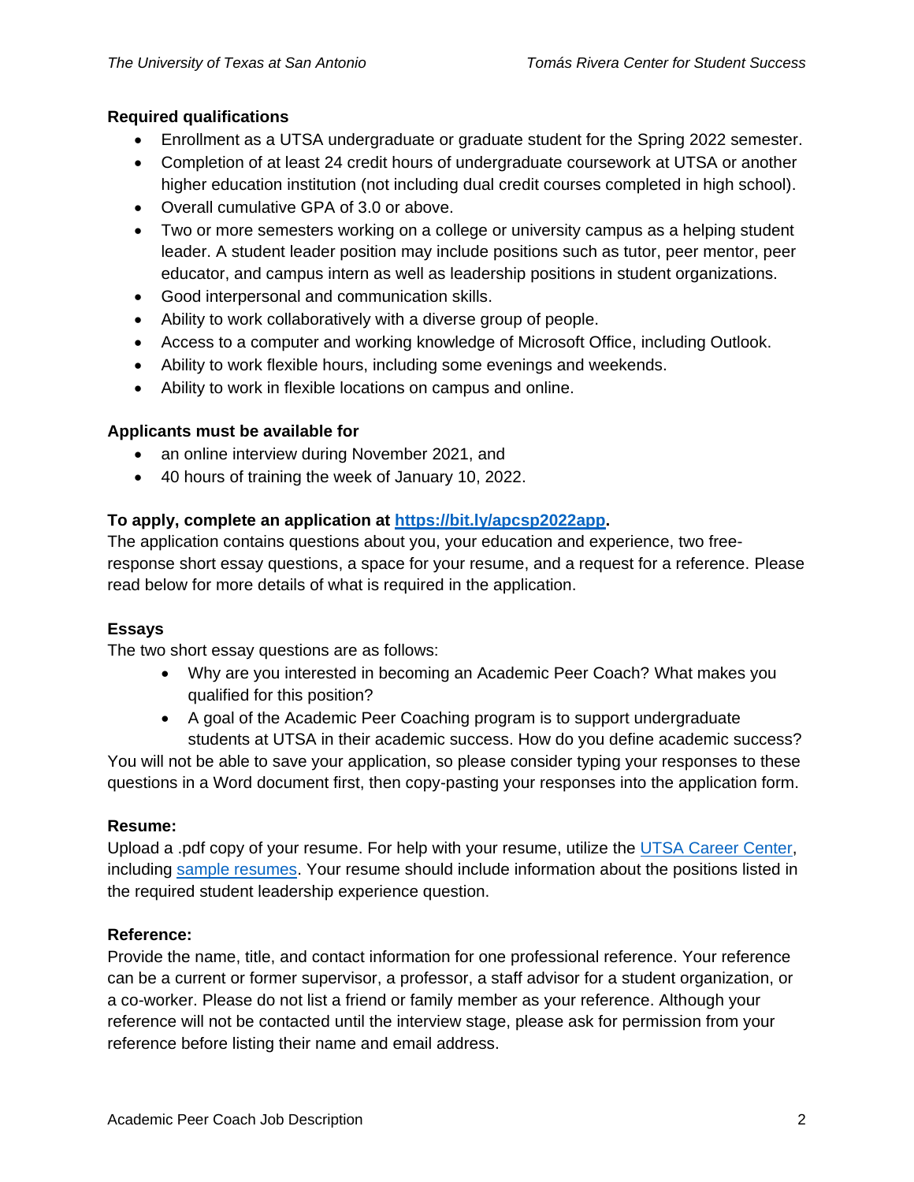**Required qualifications**

- Enrollment as a UTSA undergraduate or graduate student for the Spring 2022 semester.
- Completion of at least 24 credit hours of undergraduate coursework at UTSA or another higher education institution (not including dual credit courses completed in high school).
- Overall cumulative GPA of 3.0 or above.
- Two or more semesters working on a college or university campus as a helping student leader. A student leader position may include positions such as tutor, peer mentor, peer educator, and campus intern as well as leadership positions in student organizations.
- Good interpersonal and communication skills.
- Ability to work collaboratively with a diverse group of people.
- Access to a computer and working knowledge of Microsoft Office, including Outlook.
- Ability to work flexible hours, including some evenings and weekends.
- Ability to work in flexible locations on campus and online.

**Applicants must be available for**

- an online interview during November 2021, and
- 40 hours of training the week of January 10, 2022.

**To apply, complete an application at [https://bit.ly/apcsp2022app](https://bit.ly/apcsp2022app).**

The application contains questions about you, your education and experience, two free-response short essay questions, a space for your resume, and a request for a reference. Please read below for more details of what is required in the application.

**Essays**

The two short essay questions are as follows:

- Why are you interested in becoming an Academic Peer Coach? What makes you qualified for this position?
- A goal of the Academic Peer Coaching program is to support undergraduate students at UTSA in their academic success. How do you define academic success?

You will not be able to save your application, so please consider typing your responses to these questions in a Word document first, then copy-pasting your responses into the application form.

**Resume:**

Upload a .pdf copy of your resume. For help with your resume, utilize the UTSA Career Center, including sample resumes. Your resume should include information about the positions listed in the required student leadership experience question.

**Reference:**

Provide the name, title, and contact information for one professional reference. Your reference can be a current or former supervisor, a professor, a staff advisor for a student organization, or a co-worker. Please do not list a friend or family member as your reference. Although your reference will not be contacted until the interview stage, please ask for permission from your reference before listing their name and email address.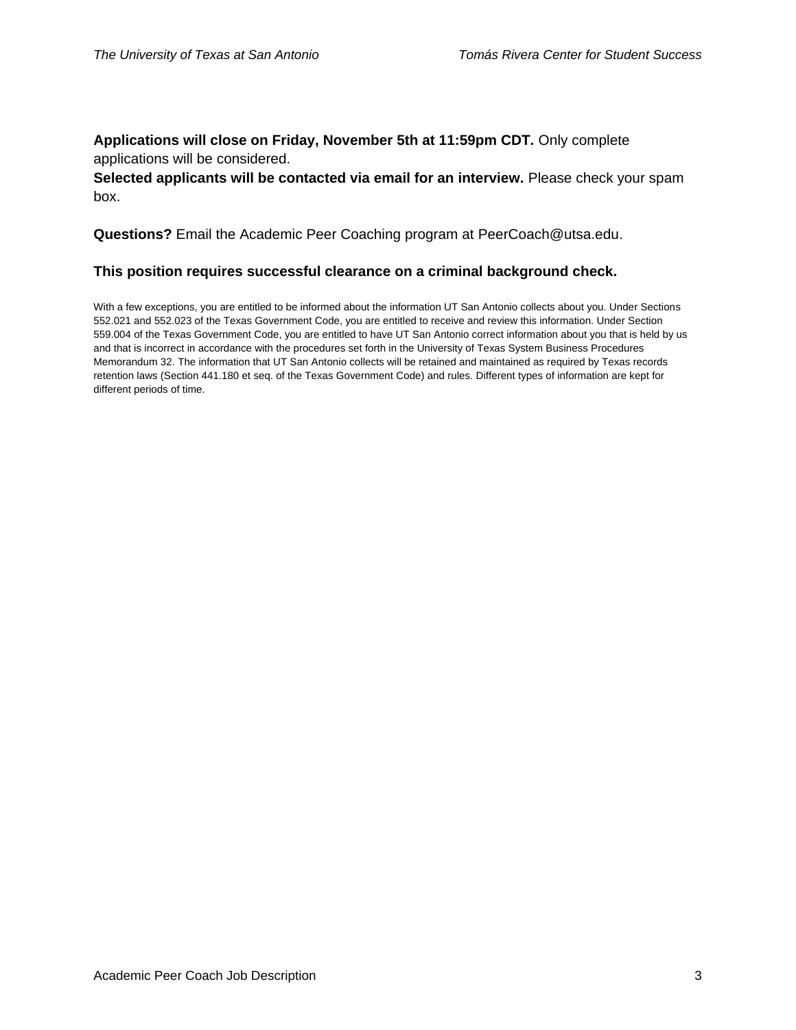**Applications will close on Friday, November 5th at 11:59pm CDT.** Only complete applications will be considered.
**Selected applicants will be contacted via email for an interview.** Please check your spam box.

**Questions?** Email the Academic Peer Coaching program at PeerCoach@utsa.edu.

**This position requires successful clearance on a criminal background check.**

With a few exceptions, you are entitled to be informed about the information UT San Antonio collects about you. Under Sections 552.021 and 552.023 of the Texas Government Code, you are entitled to receive and review this information. Under Section 559.004 of the Texas Government Code, you are entitled to have UT San Antonio correct information about you that is held by us and that is incorrect in accordance with the procedures set forth in the University of Texas System Business Procedures Memorandum 32. The information that UT San Antonio collects will be retained and maintained as required by Texas records retention laws (Section 441.180 et seq. of the Texas Government Code) and rules. Different types of information are kept for different periods of time.